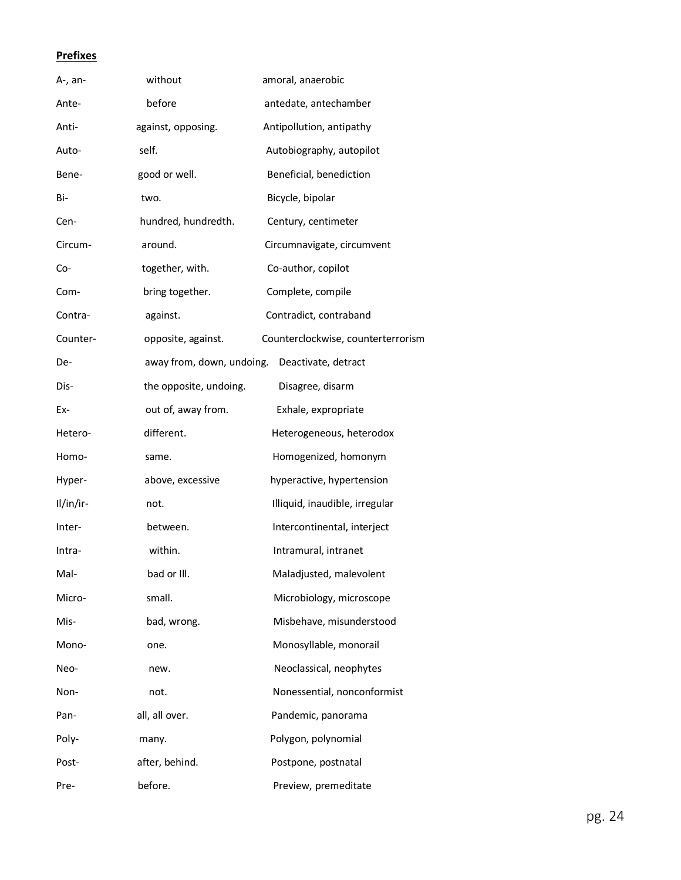**Prefixes**

| | | |
|---|---|---|
| A-, an- | without | amoral, anaerobic |
| Ante- | before | antedate, antechamber |
| Anti- | against, opposing. | Antipollution, antipathy |
| Auto- | self. | Autobiography, autopilot |
| Bene- | good or well. | Beneficial, benediction |
| Bi- | two. | Bicycle, bipolar |
| Cen- | hundred, hundredth. | Century, centimeter |
| Circum- | around. | Circumnavigate, circumvent |
| Co- | together, with. | Co-author, copilot |
| Com- | bring together. | Complete, compile |
| Contra- | against. | Contradict, contraband |
| Counter- | opposite, against. | Counterclockwise, counterterrorism |
| De- | away from, down, undoing. | Deactivate, detract |
| Dis- | the opposite, undoing. | Disagree, disarm |
| Ex- | out of, away from. | Exhale, expropriate |
| Hetero- | different. | Heterogeneous, heterodox |
| Homo- | same. | Homogenized, homonym |
| Hyper- | above, excessive | hyperactive, hypertension |
| Il/in/ir- | not. | Illiquid, inaudible, irregular |
| Inter- | between. | Intercontinental, interject |
| Intra- | within. | Intramural, intranet |
| Mal- | bad or Ill. | Maladjusted, malevolent |
| Micro- | small. | Microbiology, microscope |
| Mis- | bad, wrong. | Misbehave, misunderstood |
| Mono- | one. | Monosyllable, monorail |
| Neo- | new. | Neoclassical, neophytes |
| Non- | not. | Nonessential, nonconformist |
| Pan- | all, all over. | Pandemic, panorama |
| Poly- | many. | Polygon, polynomial |
| Post- | after, behind. | Postpone, postnatal |
| Pre- | before. | Preview, premeditate |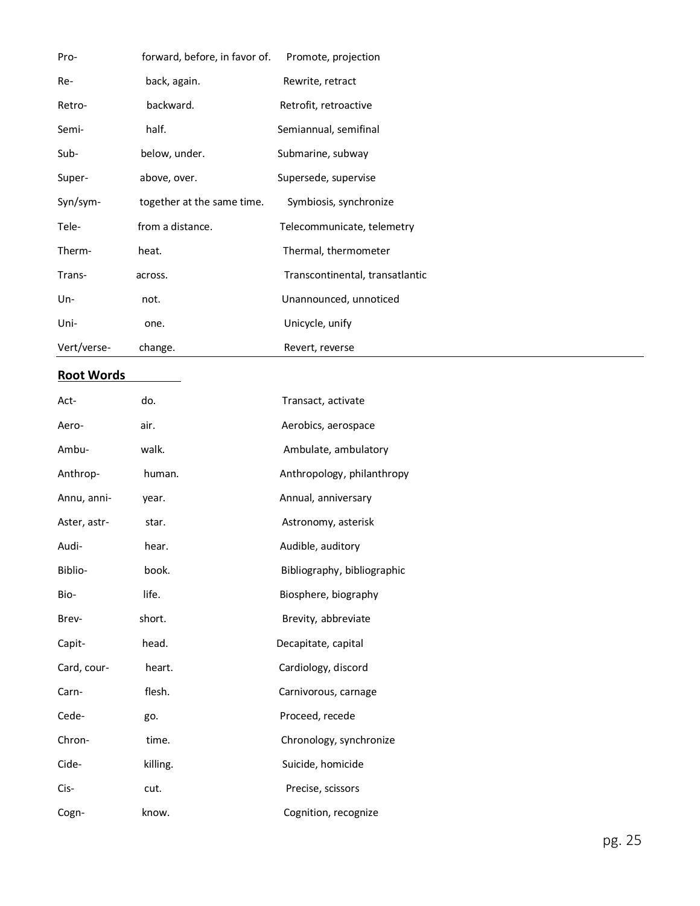| | | |
|---|---|---|
| Pro- | forward, before, in favor of. | Promote, projection |
| Re- | back, again. | Rewrite, retract |
| Retro- | backward. | Retrofit, retroactive |
| Semi- | half. | Semiannual, semifinal |
| Sub- | below, under. | Submarine, subway |
| Super- | above, over. | Supersede, supervise |
| Syn/sym- | together at the same time. | Symbiosis, synchronize |
| Tele- | from a distance. | Telecommunicate, telemetry |
| Therm- | heat. | Thermal, thermometer |
| Trans- | across. | Transcontinental, transatlantic |
| Un- | not. | Unannounced, unnoticed |
| Uni- | one. | Unicycle, unify |
| Vert/verse- | change. | Revert, reverse |

## Root Words

| | | |
|---|---|---|
| Act- | do. | Transact, activate |
| Aero- | air. | Aerobics, aerospace |
| Ambu- | walk. | Ambulate, ambulatory |
| Anthrop- | human. | Anthropology, philanthropy |
| Annu, anni- | year. | Annual, anniversary |
| Aster, astr- | star. | Astronomy, asterisk |
| Audi- | hear. | Audible, auditory |
| Biblio- | book. | Bibliography, bibliographic |
| Bio- | life. | Biosphere, biography |
| Brev- | short. | Brevity, abbreviate |
| Capit- | head. | Decapitate, capital |
| Card, cour- | heart. | Cardiology, discord |
| Carn- | flesh. | Carnivorous, carnage |
| Cede- | go. | Proceed, recede |
| Chron- | time. | Chronology, synchronize |
| Cide- | killing. | Suicide, homicide |
| Cis- | cut. | Precise, scissors |
| Cogn- | know. | Cognition, recognize |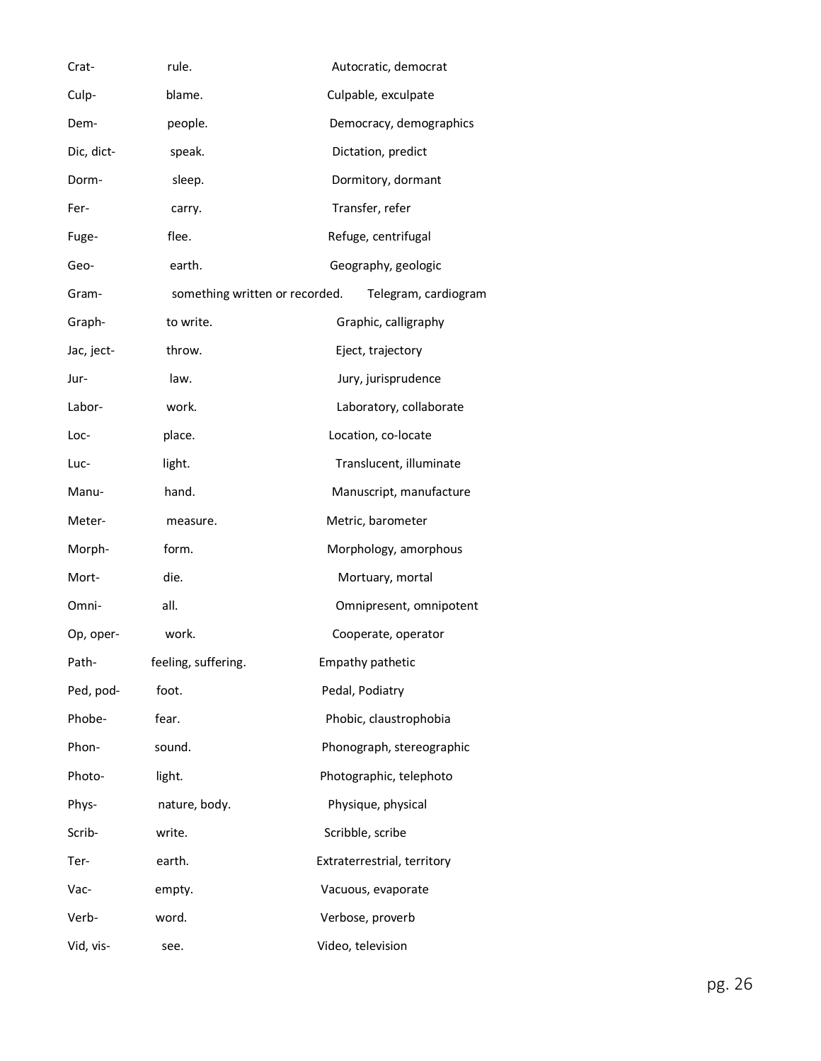| | | |
|---|---|---|
| Crat- | rule. | Autocratic, democrat |
| Culp- | blame. | Culpable, exculpate |
| Dem- | people. | Democracy, demographics |
| Dic, dict- | speak. | Dictation, predict |
| Dorm- | sleep. | Dormitory, dormant |
| Fer- | carry. | Transfer, refer |
| Fuge- | flee. | Refuge, centrifugal |
| Geo- | earth. | Geography, geologic |
| Gram- | something written or recorded. | Telegram, cardiogram |
| Graph- | to write. | Graphic, calligraphy |
| Jac, ject- | throw. | Eject, trajectory |
| Jur- | law. | Jury, jurisprudence |
| Labor- | work. | Laboratory, collaborate |
| Loc- | place. | Location, co-locate |
| Luc- | light. | Translucent, illuminate |
| Manu- | hand. | Manuscript, manufacture |
| Meter- | measure. | Metric, barometer |
| Morph- | form. | Morphology, amorphous |
| Mort- | die. | Mortuary, mortal |
| Omni- | all. | Omnipresent, omnipotent |
| Op, oper- | work. | Cooperate, operator |
| Path- | feeling, suffering. | Empathy pathetic |
| Ped, pod- | foot. | Pedal, Podiatry |
| Phobe- | fear. | Phobic, claustrophobia |
| Phon- | sound. | Phonograph, stereographic |
| Photo- | light. | Photographic, telephoto |
| Phys- | nature, body. | Physique, physical |
| Scrib- | write. | Scribble, scribe |
| Ter- | earth. | Extraterrestrial, territory |
| Vac- | empty. | Vacuous, evaporate |
| Verb- | word. | Verbose, proverb |
| Vid, vis- | see. | Video, television |